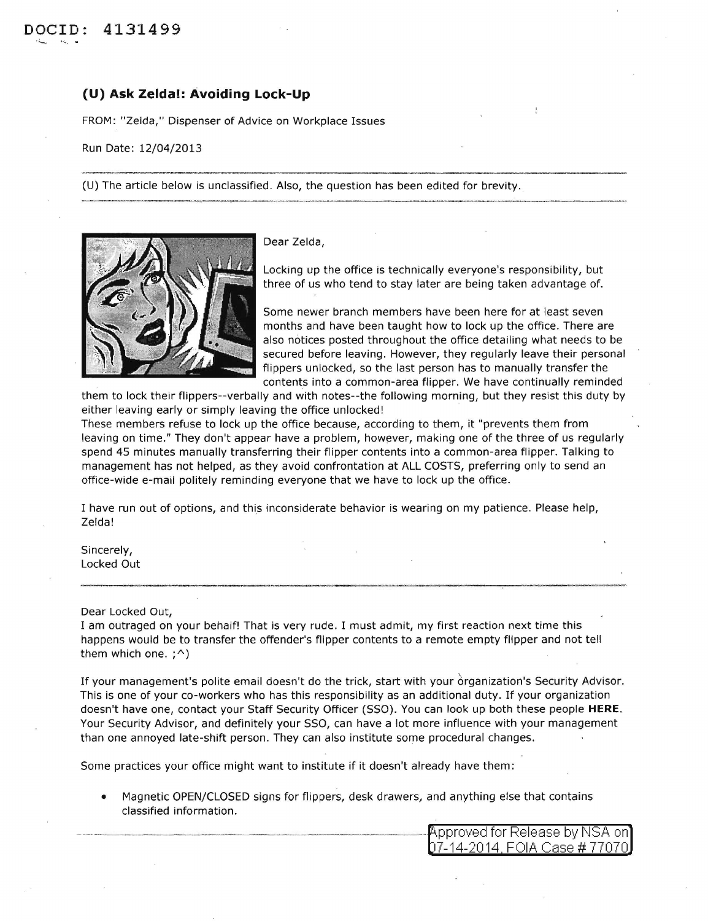DOCID: 4131499

## (U) Ask Zelda!: Avoiding Lock-Up

FROM: "Zelda," Dispenser of Advice on Workplace Issues

Run Date: 12/04/2013

---

(U) The article below is unclassified. Also, the question has been edited for brevity.

---

Dear Zelda,

Locking up the office is technically everyone's responsibility, but three of us who tend to stay later are being taken advantage of.

Some newer branch members have been here for at least seven months and have been taught how to lock up the office. There are also notices posted throughout the office detailing what needs to be secured before leaving. However, they regularly leave their personal flippers unlocked, so the last person has to manually transfer the contents into a common-area flipper. We have continually reminded them to lock their flippers--verbally and with notes--the following morning, but they resist this duty by either leaving early or simply leaving the office unlocked!
These members refuse to lock up the office because, according to them, it "prevents them from leaving on time." They don't appear have a problem, however, making one of the three of us regularly spend 45 minutes manually transferring their flipper contents into a common-area flipper. Talking to management has not helped, as they avoid confrontation at ALL COSTS, preferring only to send an office-wide e-mail politely reminding everyone that we have to lock up the office.

I have run out of options, and this inconsiderate behavior is wearing on my patience. Please help, Zelda!

Sincerely,
Locked Out

---

Dear Locked Out,
I am outraged on your behalf! That is very rude. I must admit, my first reaction next time this happens would be to transfer the offender's flipper contents to a remote empty flipper and not tell them which one. ;^)

If your management's polite email doesn't do the trick, start with your organization's Security Advisor. This is one of your co-workers who has this responsibility as an additional duty. If your organization doesn't have one, contact your Staff Security Officer (SSO). You can look up both these people **HERE**. Your Security Advisor, and definitely your SSO, can have a lot more influence with your management than one annoyed late-shift person. They can also institute some procedural changes.

Some practices your office might want to institute if it doesn't already have them:

- Magnetic OPEN/CLOSED signs for flippers, desk drawers, and anything else that contains classified information.

Approved for Release by NSA on 07-14-2014, FOIA Case # 77070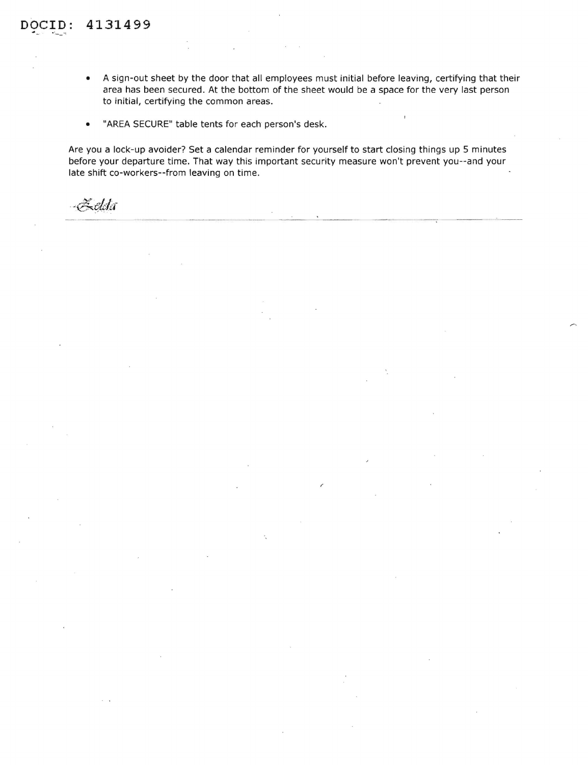- A sign-out sheet by the door that all employees must initial before leaving, certifying that their area has been secured. At the bottom of the sheet would be a space for the very last person to initial, certifying the common areas.

- "AREA SECURE" table tents for each person's desk.

Are you a lock-up avoider? Set a calendar reminder for yourself to start closing things up 5 minutes before your departure time. That way this important security measure won't prevent you--and your late shift co-workers--from leaving on time.

*Zelda*